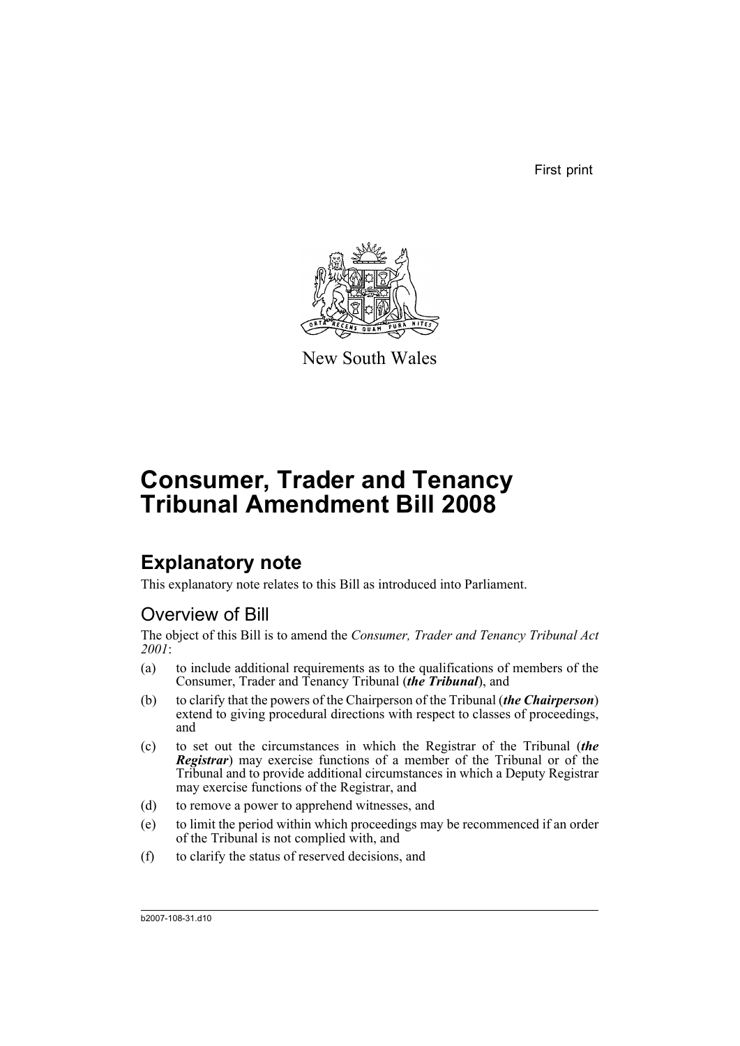First print

New South Wales

# Consumer, Trader and Tenancy Tribunal Amendment Bill 2008

## Explanatory note

This explanatory note relates to this Bill as introduced into Parliament.

### Overview of Bill

The object of this Bill is to amend the *Consumer, Trader and Tenancy Tribunal Act 2001*:

(a) to include additional requirements as to the qualifications of members of the Consumer, Trader and Tenancy Tribunal (***the Tribunal***), and

(b) to clarify that the powers of the Chairperson of the Tribunal (***the Chairperson***) extend to giving procedural directions with respect to classes of proceedings, and

(c) to set out the circumstances in which the Registrar of the Tribunal (***the Registrar***) may exercise functions of a member of the Tribunal or of the Tribunal and to provide additional circumstances in which a Deputy Registrar may exercise functions of the Registrar, and

(d) to remove a power to apprehend witnesses, and

(e) to limit the period within which proceedings may be recommenced if an order of the Tribunal is not complied with, and

(f) to clarify the status of reserved decisions, and

b2007-108-31.d10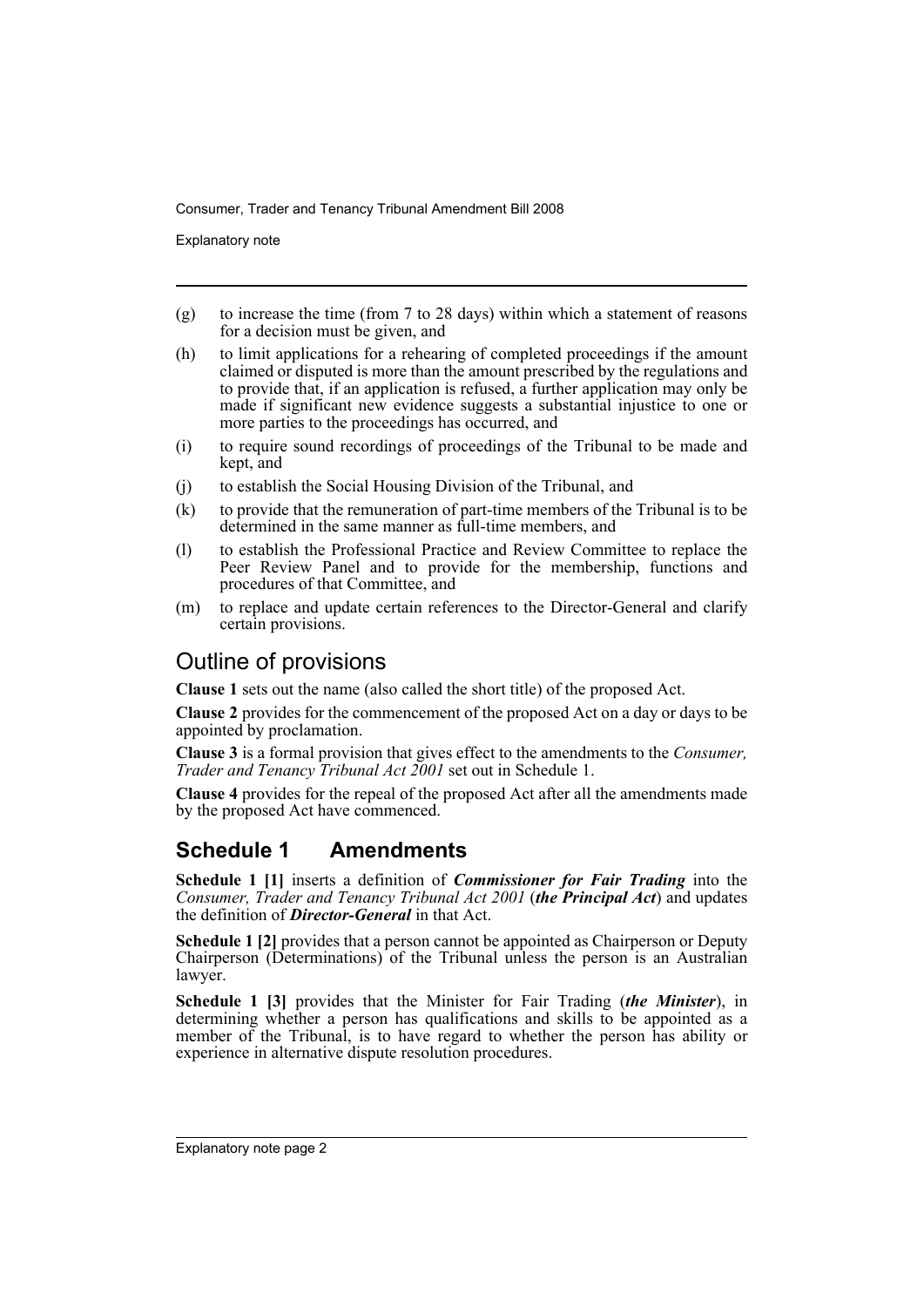(g) to increase the time (from 7 to 28 days) within which a statement of reasons for a decision must be given, and

(h) to limit applications for a rehearing of completed proceedings if the amount claimed or disputed is more than the amount prescribed by the regulations and to provide that, if an application is refused, a further application may only be made if significant new evidence suggests a substantial injustice to one or more parties to the proceedings has occurred, and

(i) to require sound recordings of proceedings of the Tribunal to be made and kept, and

(j) to establish the Social Housing Division of the Tribunal, and

(k) to provide that the remuneration of part-time members of the Tribunal is to be determined in the same manner as full-time members, and

(l) to establish the Professional Practice and Review Committee to replace the Peer Review Panel and to provide for the membership, functions and procedures of that Committee, and

(m) to replace and update certain references to the Director-General and clarify certain provisions.

## Outline of provisions

**Clause 1** sets out the name (also called the short title) of the proposed Act.

**Clause 2** provides for the commencement of the proposed Act on a day or days to be appointed by proclamation.

**Clause 3** is a formal provision that gives effect to the amendments to the *Consumer, Trader and Tenancy Tribunal Act 2001* set out in Schedule 1.

**Clause 4** provides for the repeal of the proposed Act after all the amendments made by the proposed Act have commenced.

## Schedule 1 Amendments

**Schedule 1 [1]** inserts a definition of ***Commissioner for Fair Trading*** into the *Consumer, Trader and Tenancy Tribunal Act 2001* (***the Principal Act***) and updates the definition of ***Director-General*** in that Act.

**Schedule 1 [2]** provides that a person cannot be appointed as Chairperson or Deputy Chairperson (Determinations) of the Tribunal unless the person is an Australian lawyer.

**Schedule 1 [3]** provides that the Minister for Fair Trading (***the Minister***), in determining whether a person has qualifications and skills to be appointed as a member of the Tribunal, is to have regard to whether the person has ability or experience in alternative dispute resolution procedures.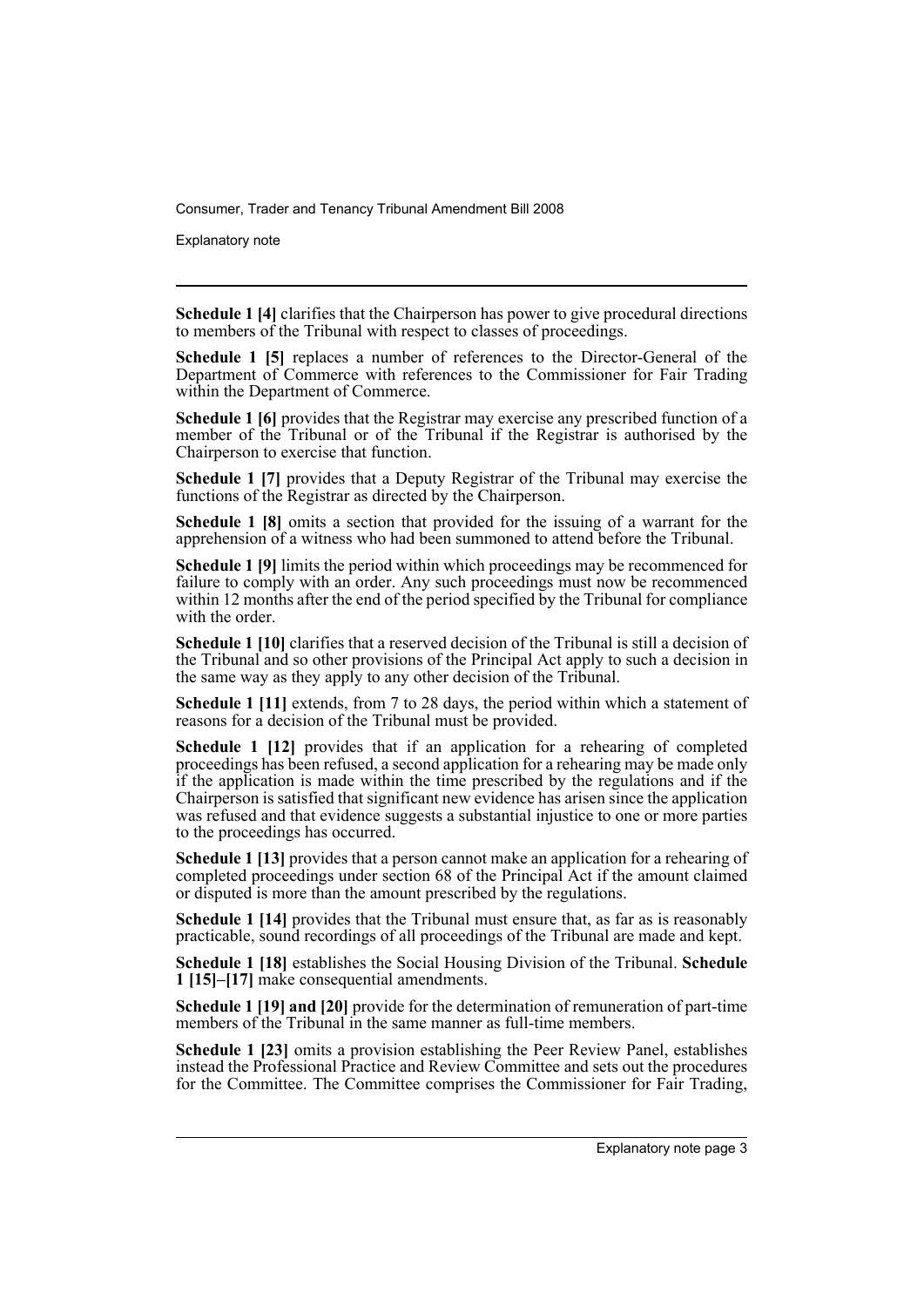**Schedule 1 [4]** clarifies that the Chairperson has power to give procedural directions to members of the Tribunal with respect to classes of proceedings.

**Schedule 1 [5]** replaces a number of references to the Director-General of the Department of Commerce with references to the Commissioner for Fair Trading within the Department of Commerce.

**Schedule 1 [6]** provides that the Registrar may exercise any prescribed function of a member of the Tribunal or of the Tribunal if the Registrar is authorised by the Chairperson to exercise that function.

**Schedule 1 [7]** provides that a Deputy Registrar of the Tribunal may exercise the functions of the Registrar as directed by the Chairperson.

**Schedule 1 [8]** omits a section that provided for the issuing of a warrant for the apprehension of a witness who had been summoned to attend before the Tribunal.

**Schedule 1 [9]** limits the period within which proceedings may be recommenced for failure to comply with an order. Any such proceedings must now be recommenced within 12 months after the end of the period specified by the Tribunal for compliance with the order.

**Schedule 1 [10]** clarifies that a reserved decision of the Tribunal is still a decision of the Tribunal and so other provisions of the Principal Act apply to such a decision in the same way as they apply to any other decision of the Tribunal.

**Schedule 1 [11]** extends, from 7 to 28 days, the period within which a statement of reasons for a decision of the Tribunal must be provided.

**Schedule 1 [12]** provides that if an application for a rehearing of completed proceedings has been refused, a second application for a rehearing may be made only if the application is made within the time prescribed by the regulations and if the Chairperson is satisfied that significant new evidence has arisen since the application was refused and that evidence suggests a substantial injustice to one or more parties to the proceedings has occurred.

**Schedule 1 [13]** provides that a person cannot make an application for a rehearing of completed proceedings under section 68 of the Principal Act if the amount claimed or disputed is more than the amount prescribed by the regulations.

**Schedule 1 [14]** provides that the Tribunal must ensure that, as far as is reasonably practicable, sound recordings of all proceedings of the Tribunal are made and kept.

**Schedule 1 [18]** establishes the Social Housing Division of the Tribunal. **Schedule 1 [15]–[17]** make consequential amendments.

**Schedule 1 [19] and [20]** provide for the determination of remuneration of part-time members of the Tribunal in the same manner as full-time members.

**Schedule 1 [23]** omits a provision establishing the Peer Review Panel, establishes instead the Professional Practice and Review Committee and sets out the procedures for the Committee. The Committee comprises the Commissioner for Fair Trading,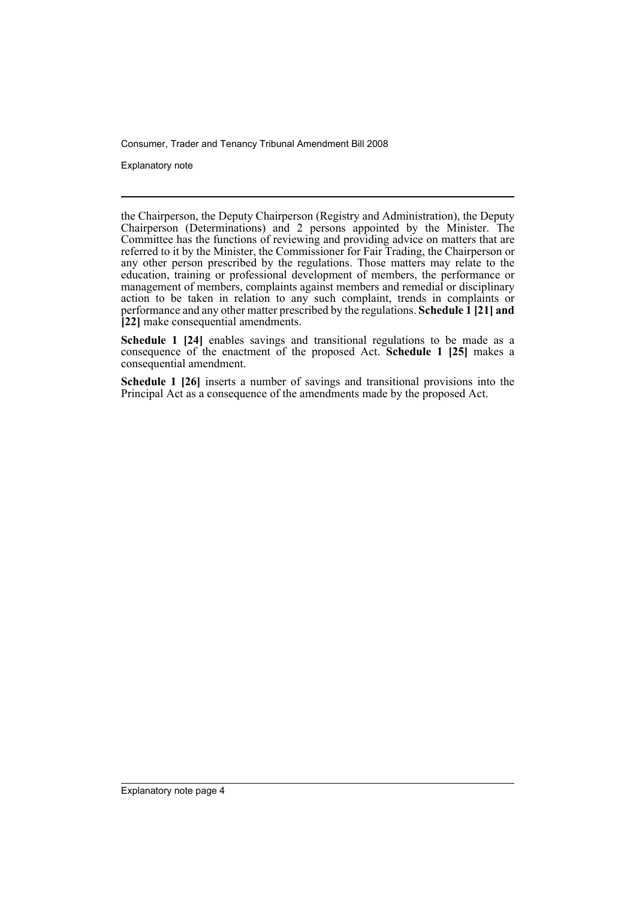the Chairperson, the Deputy Chairperson (Registry and Administration), the Deputy Chairperson (Determinations) and 2 persons appointed by the Minister. The Committee has the functions of reviewing and providing advice on matters that are referred to it by the Minister, the Commissioner for Fair Trading, the Chairperson or any other person prescribed by the regulations. Those matters may relate to the education, training or professional development of members, the performance or management of members, complaints against members and remedial or disciplinary action to be taken in relation to any such complaint, trends in complaints or performance and any other matter prescribed by the regulations. **Schedule 1 [21] and [22]** make consequential amendments.

**Schedule 1 [24]** enables savings and transitional regulations to be made as a consequence of the enactment of the proposed Act. **Schedule 1 [25]** makes a consequential amendment.

**Schedule 1 [26]** inserts a number of savings and transitional provisions into the Principal Act as a consequence of the amendments made by the proposed Act.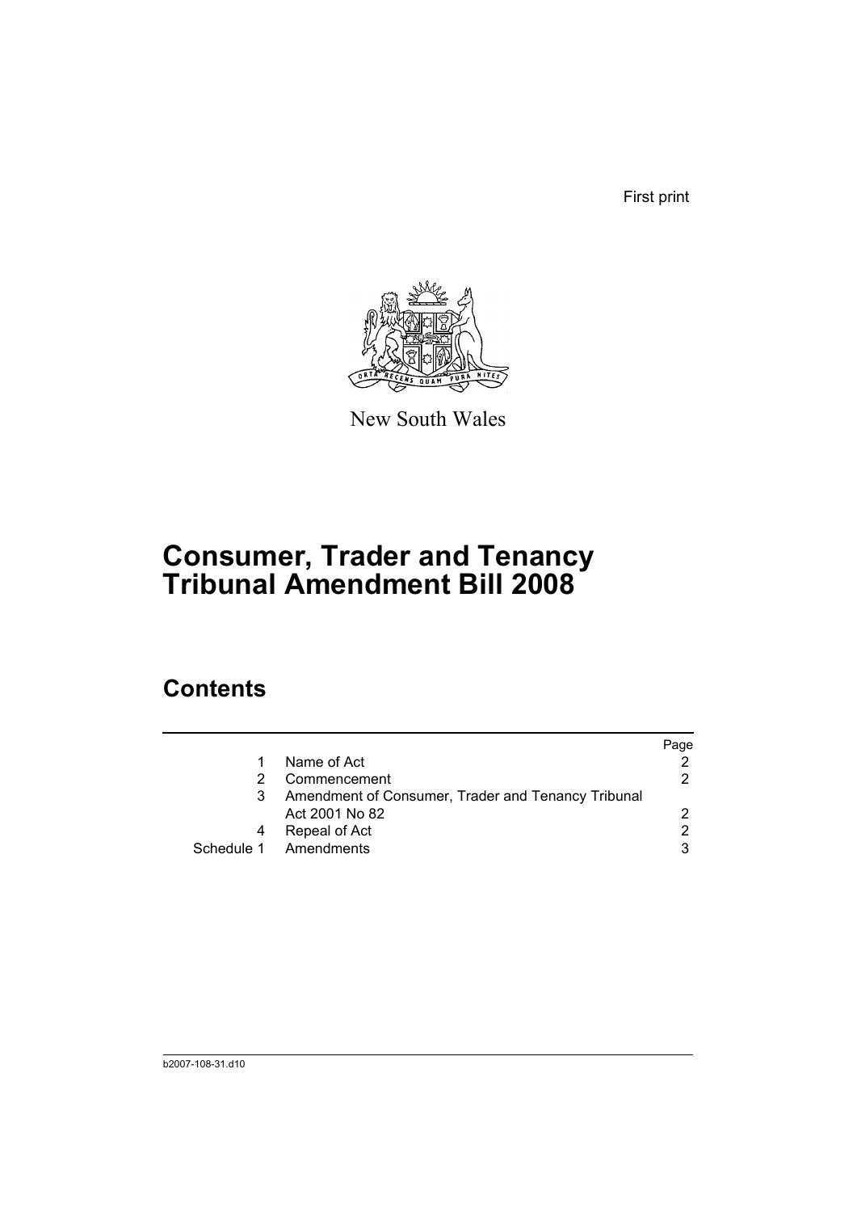First print

New South Wales

# Consumer, Trader and Tenancy Tribunal Amendment Bill 2008

## Contents

|  |  | Page |
|---|---|---|
| 1 | Name of Act | 2 |
| 2 | Commencement | 2 |
| 3 | Amendment of Consumer, Trader and Tenancy Tribunal Act 2001 No 82 | 2 |
| 4 | Repeal of Act | 2 |
| Schedule 1 | Amendments | 3 |

b2007-108-31.d10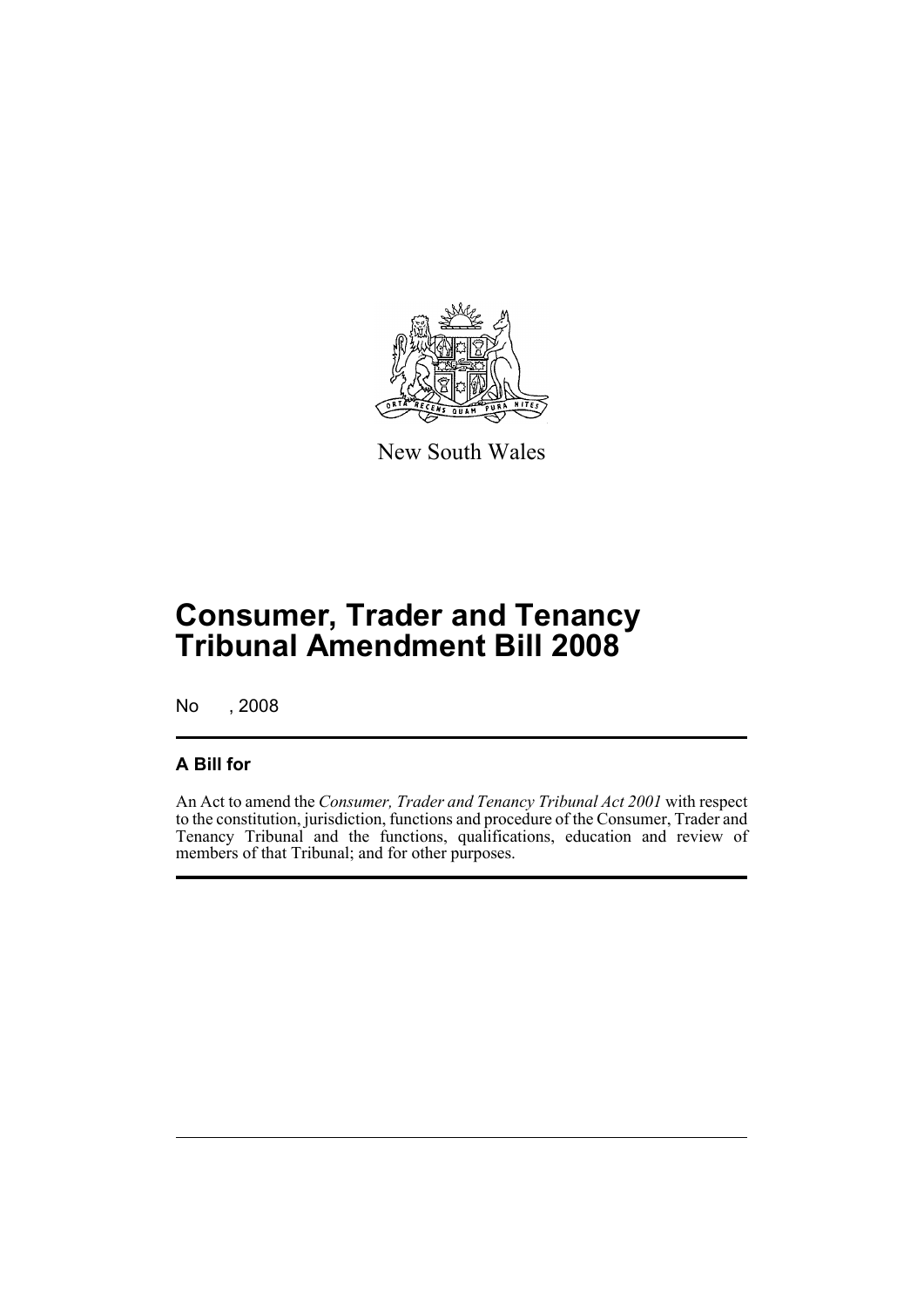New South Wales

# Consumer, Trader and Tenancy Tribunal Amendment Bill 2008

No , 2008

## A Bill for

An Act to amend the *Consumer, Trader and Tenancy Tribunal Act 2001* with respect to the constitution, jurisdiction, functions and procedure of the Consumer, Trader and Tenancy Tribunal and the functions, qualifications, education and review of members of that Tribunal; and for other purposes.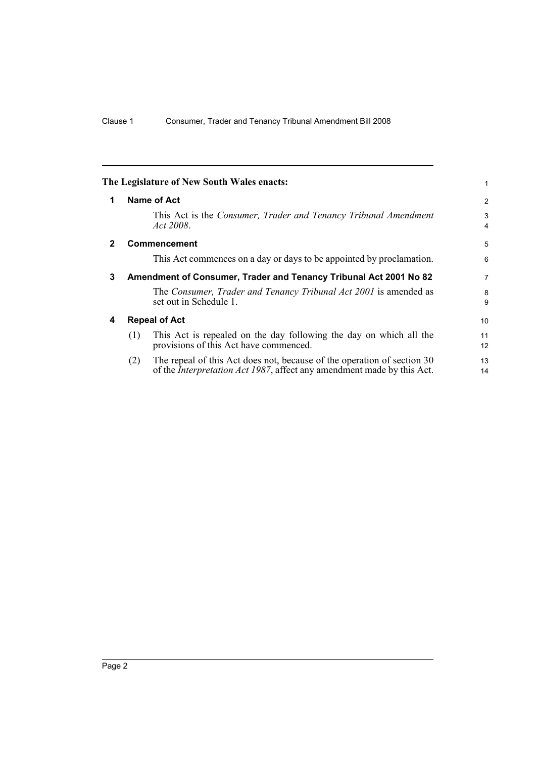**The Legislature of New South Wales enacts:**

## 1 Name of Act

This Act is the *Consumer, Trader and Tenancy Tribunal Amendment Act 2008*.

## 2 Commencement

This Act commences on a day or days to be appointed by proclamation.

## 3 Amendment of Consumer, Trader and Tenancy Tribunal Act 2001 No 82

The *Consumer, Trader and Tenancy Tribunal Act 2001* is amended as set out in Schedule 1.

## 4 Repeal of Act

(1) This Act is repealed on the day following the day on which all the provisions of this Act have commenced.

(2) The repeal of this Act does not, because of the operation of section 30 of the *Interpretation Act 1987*, affect any amendment made by this Act.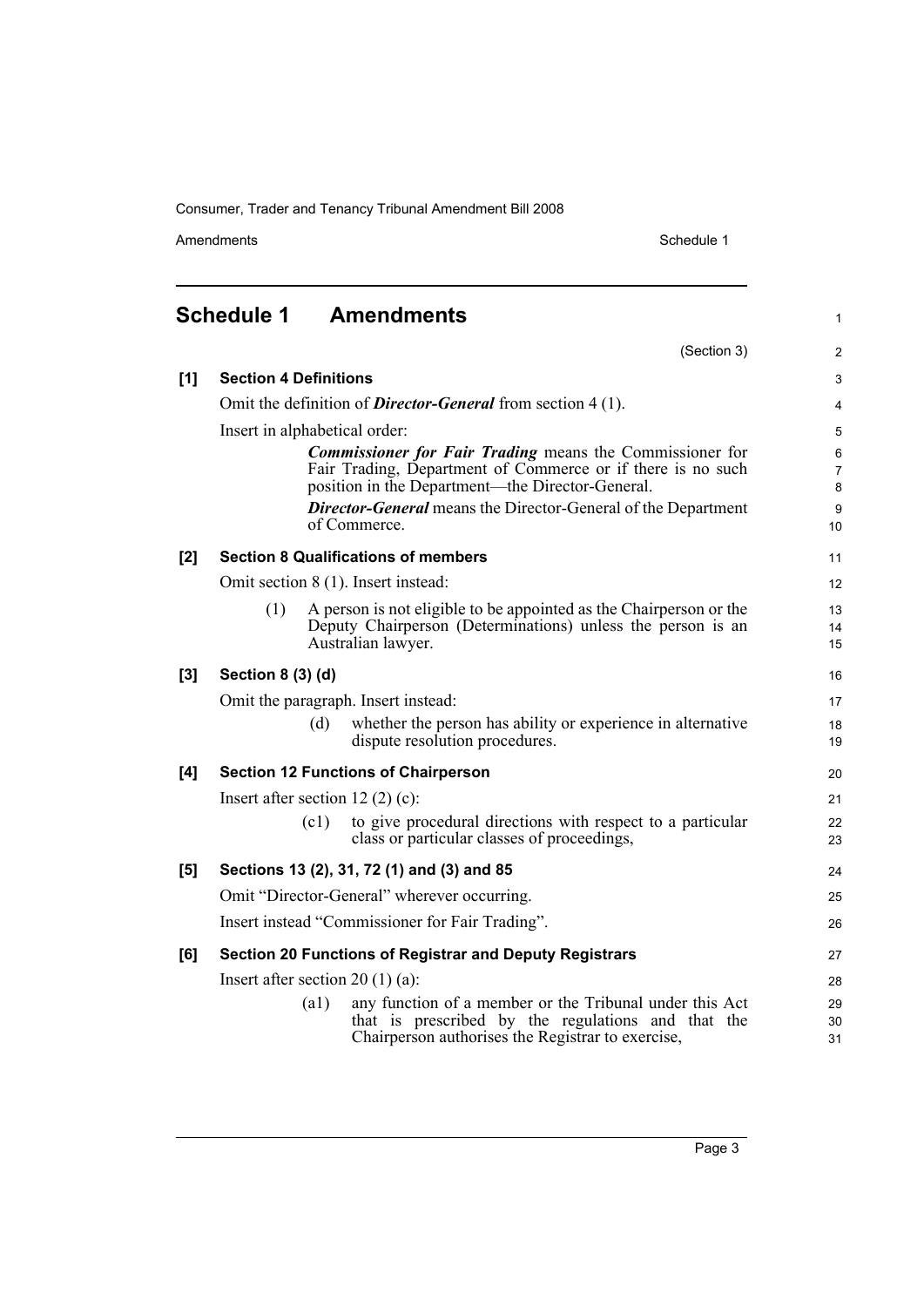## Schedule 1 Amendments

(Section 3)

**[1] Section 4 Definitions**

Omit the definition of ***Director-General*** from section 4 (1).

Insert in alphabetical order:

> ***Commissioner for Fair Trading*** means the Commissioner for Fair Trading, Department of Commerce or if there is no such position in the Department—the Director-General.
>
> ***Director-General*** means the Director-General of the Department of Commerce.

**[2] Section 8 Qualifications of members**

Omit section 8 (1). Insert instead:

> (1) A person is not eligible to be appointed as the Chairperson or the Deputy Chairperson (Determinations) unless the person is an Australian lawyer.

**[3] Section 8 (3) (d)**

Omit the paragraph. Insert instead:

> (d) whether the person has ability or experience in alternative dispute resolution procedures.

**[4] Section 12 Functions of Chairperson**

Insert after section 12 (2) (c):

> (c1) to give procedural directions with respect to a particular class or particular classes of proceedings,

**[5] Sections 13 (2), 31, 72 (1) and (3) and 85**

Omit "Director-General" wherever occurring.

Insert instead "Commissioner for Fair Trading".

**[6] Section 20 Functions of Registrar and Deputy Registrars**

Insert after section 20 (1) (a):

> (a1) any function of a member or the Tribunal under this Act that is prescribed by the regulations and that the Chairperson authorises the Registrar to exercise,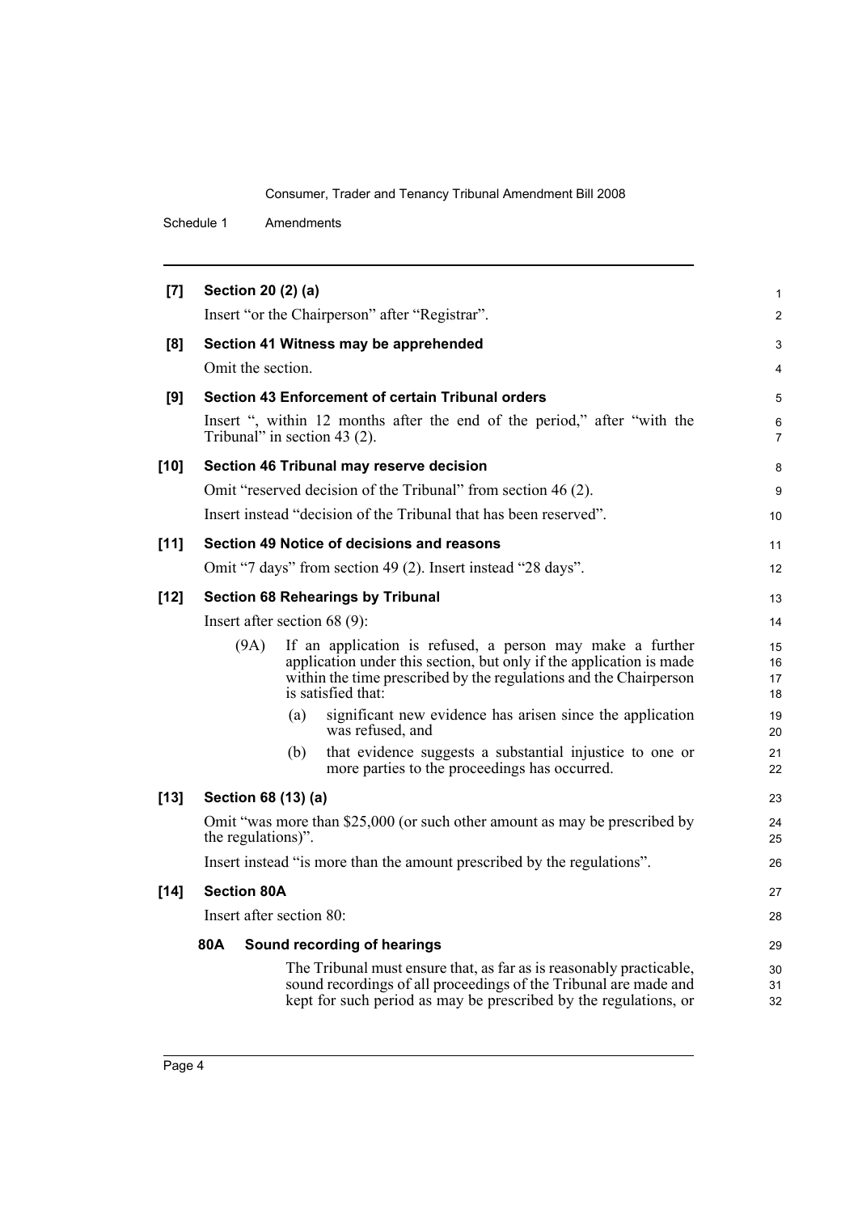**[7] Section 20 (2) (a)**

Insert "or the Chairperson" after "Registrar".

**[8] Section 41 Witness may be apprehended**

Omit the section.

**[9] Section 43 Enforcement of certain Tribunal orders**

Insert ", within 12 months after the end of the period," after "with the Tribunal" in section 43 (2).

**[10] Section 46 Tribunal may reserve decision**

Omit "reserved decision of the Tribunal" from section 46 (2).

Insert instead "decision of the Tribunal that has been reserved".

**[11] Section 49 Notice of decisions and reasons**

Omit "7 days" from section 49 (2). Insert instead "28 days".

**[12] Section 68 Rehearings by Tribunal**

Insert after section 68 (9):

(9A) If an application is refused, a person may make a further application under this section, but only if the application is made within the time prescribed by the regulations and the Chairperson is satisfied that:

(a) significant new evidence has arisen since the application was refused, and

(b) that evidence suggests a substantial injustice to one or more parties to the proceedings has occurred.

**[13] Section 68 (13) (a)**

Omit "was more than $25,000 (or such other amount as may be prescribed by the regulations)".

Insert instead "is more than the amount prescribed by the regulations".

**[14] Section 80A**

Insert after section 80:

**80A Sound recording of hearings**

The Tribunal must ensure that, as far as is reasonably practicable, sound recordings of all proceedings of the Tribunal are made and kept for such period as may be prescribed by the regulations, or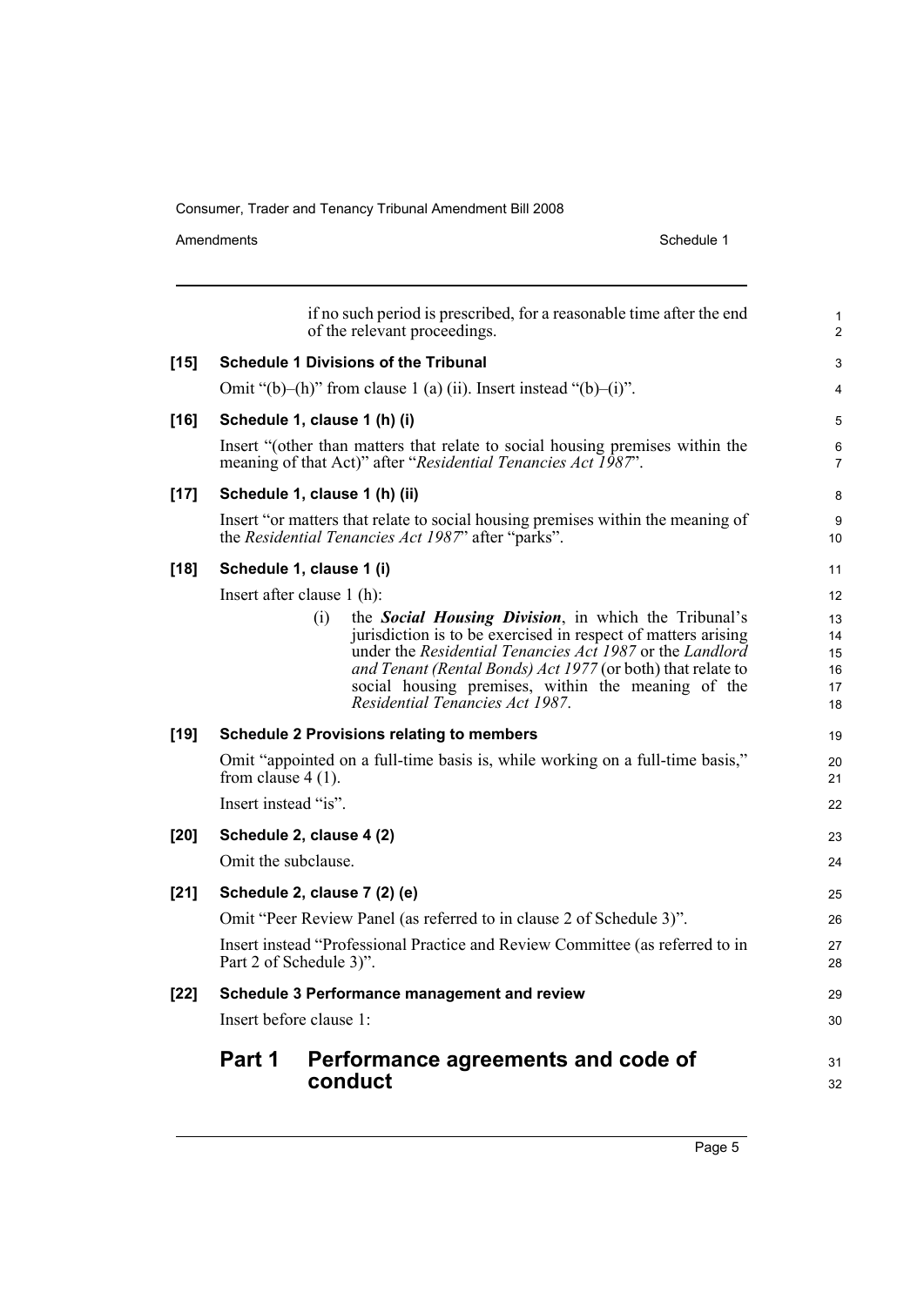if no such period is prescribed, for a reasonable time after the end of the relevant proceedings.

**[15] Schedule 1 Divisions of the Tribunal**

Omit "(b)–(h)" from clause 1 (a) (ii). Insert instead "(b)–(i)".

**[16] Schedule 1, clause 1 (h) (i)**

Insert "(other than matters that relate to social housing premises within the meaning of that Act)" after "*Residential Tenancies Act 1987*".

**[17] Schedule 1, clause 1 (h) (ii)**

Insert "or matters that relate to social housing premises within the meaning of the *Residential Tenancies Act 1987*" after "parks".

**[18] Schedule 1, clause 1 (i)**

Insert after clause 1 (h):

> (i) the ***Social Housing Division***, in which the Tribunal's jurisdiction is to be exercised in respect of matters arising under the *Residential Tenancies Act 1987* or the *Landlord and Tenant (Rental Bonds) Act 1977* (or both) that relate to social housing premises, within the meaning of the *Residential Tenancies Act 1987*.

**[19] Schedule 2 Provisions relating to members**

Omit "appointed on a full-time basis is, while working on a full-time basis," from clause 4 (1).

Insert instead "is".

**[20] Schedule 2, clause 4 (2)**

Omit the subclause.

**[21] Schedule 2, clause 7 (2) (e)**

Omit "Peer Review Panel (as referred to in clause 2 of Schedule 3)".

Insert instead "Professional Practice and Review Committee (as referred to in Part 2 of Schedule 3)".

**[22] Schedule 3 Performance management and review**

Insert before clause 1:

## Part 1 Performance agreements and code of conduct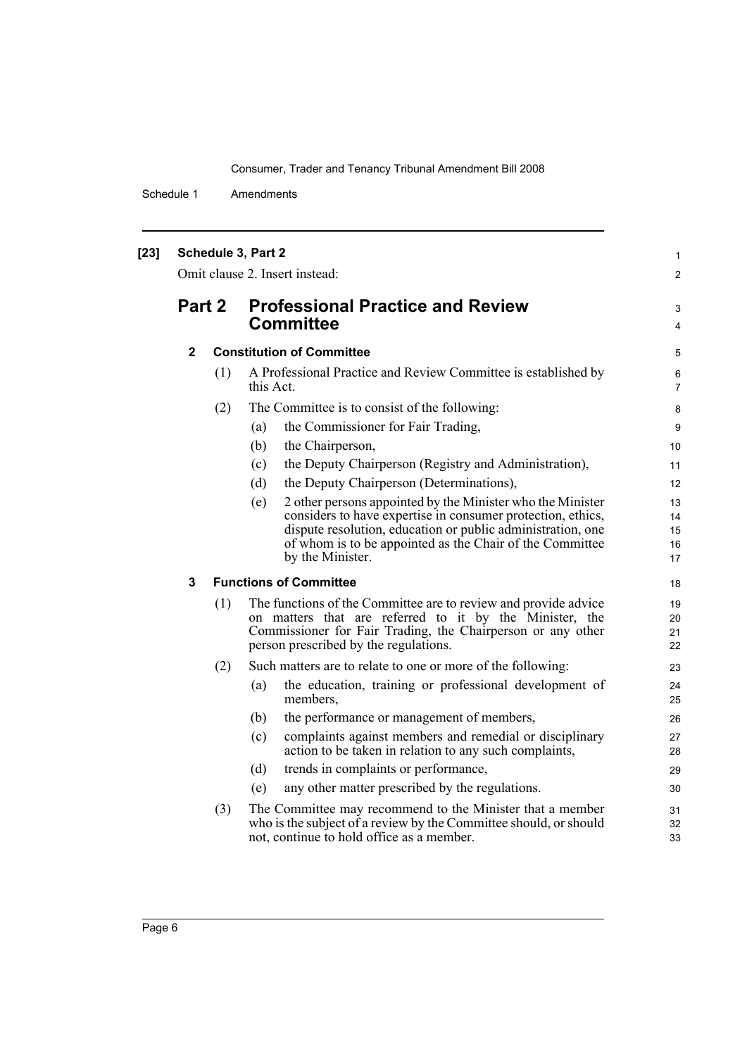**[23] Schedule 3, Part 2**

Omit clause 2. Insert instead:

## Part 2 Professional Practice and Review Committee

### 2 Constitution of Committee

(1) A Professional Practice and Review Committee is established by this Act.

(2) The Committee is to consist of the following:

(a) the Commissioner for Fair Trading,

(b) the Chairperson,

(c) the Deputy Chairperson (Registry and Administration),

(d) the Deputy Chairperson (Determinations),

(e) 2 other persons appointed by the Minister who the Minister considers to have expertise in consumer protection, ethics, dispute resolution, education or public administration, one of whom is to be appointed as the Chair of the Committee by the Minister.

### 3 Functions of Committee

(1) The functions of the Committee are to review and provide advice on matters that are referred to it by the Minister, the Commissioner for Fair Trading, the Chairperson or any other person prescribed by the regulations.

(2) Such matters are to relate to one or more of the following:

(a) the education, training or professional development of members,

(b) the performance or management of members,

(c) complaints against members and remedial or disciplinary action to be taken in relation to any such complaints,

(d) trends in complaints or performance,

(e) any other matter prescribed by the regulations.

(3) The Committee may recommend to the Minister that a member who is the subject of a review by the Committee should, or should not, continue to hold office as a member.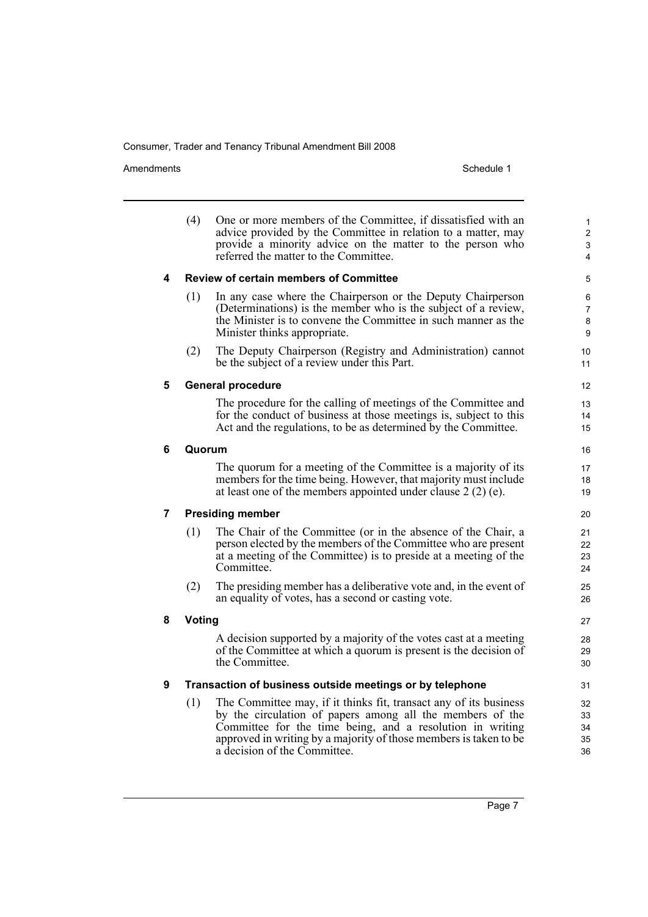(4) One or more members of the Committee, if dissatisfied with an advice provided by the Committee in relation to a matter, may provide a minority advice on the matter to the person who referred the matter to the Committee.

**4 Review of certain members of Committee**

(1) In any case where the Chairperson or the Deputy Chairperson (Determinations) is the member who is the subject of a review, the Minister is to convene the Committee in such manner as the Minister thinks appropriate.

(2) The Deputy Chairperson (Registry and Administration) cannot be the subject of a review under this Part.

**5 General procedure**

The procedure for the calling of meetings of the Committee and for the conduct of business at those meetings is, subject to this Act and the regulations, to be as determined by the Committee.

**6 Quorum**

The quorum for a meeting of the Committee is a majority of its members for the time being. However, that majority must include at least one of the members appointed under clause 2 (2) (e).

**7 Presiding member**

(1) The Chair of the Committee (or in the absence of the Chair, a person elected by the members of the Committee who are present at a meeting of the Committee) is to preside at a meeting of the Committee.

(2) The presiding member has a deliberative vote and, in the event of an equality of votes, has a second or casting vote.

**8 Voting**

A decision supported by a majority of the votes cast at a meeting of the Committee at which a quorum is present is the decision of the Committee.

**9 Transaction of business outside meetings or by telephone**

(1) The Committee may, if it thinks fit, transact any of its business by the circulation of papers among all the members of the Committee for the time being, and a resolution in writing approved in writing by a majority of those members is taken to be a decision of the Committee.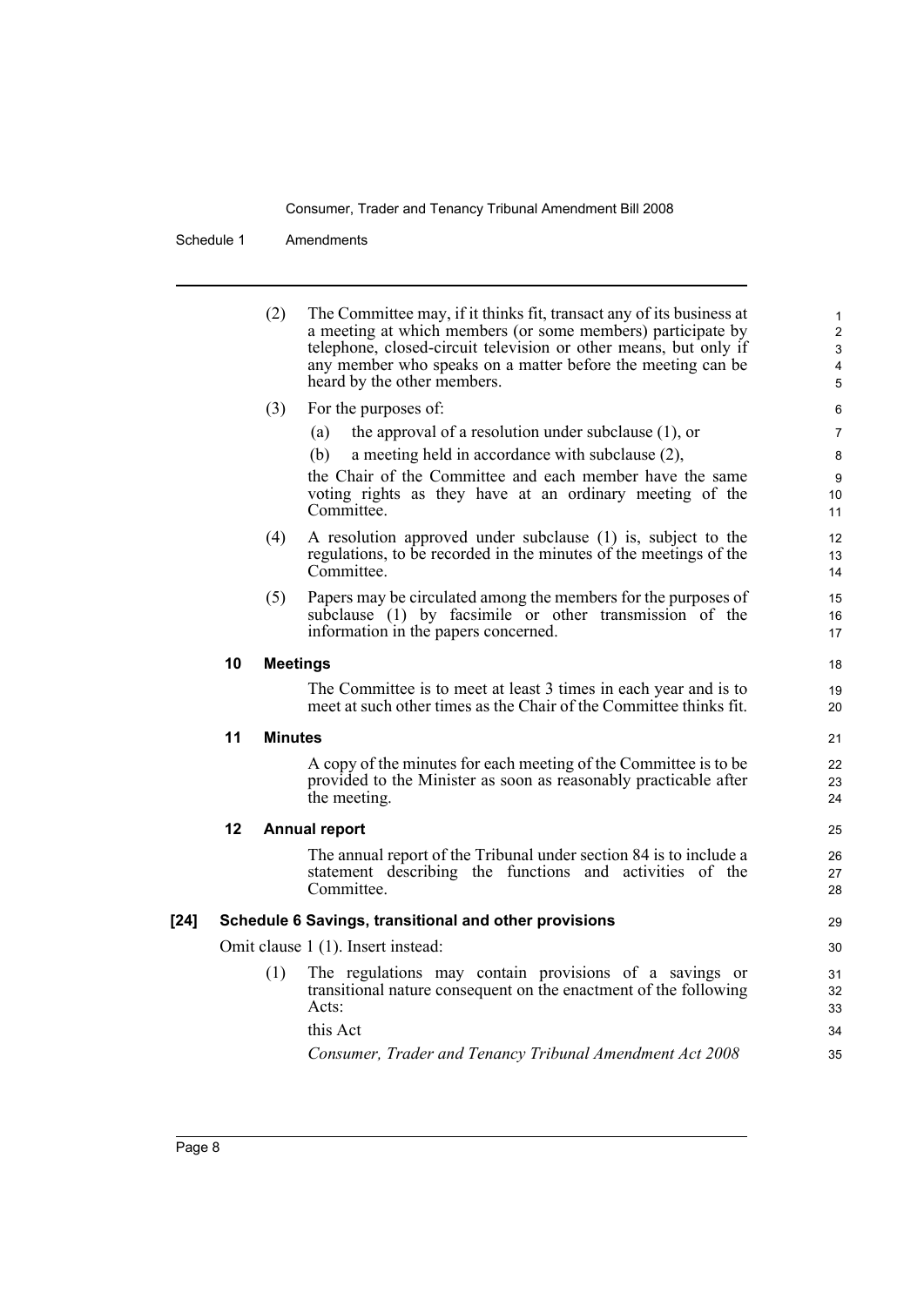(2) The Committee may, if it thinks fit, transact any of its business at a meeting at which members (or some members) participate by telephone, closed-circuit television or other means, but only if any member who speaks on a matter before the meeting can be heard by the other members.

(3) For the purposes of:

(a) the approval of a resolution under subclause (1), or

(b) a meeting held in accordance with subclause (2),

the Chair of the Committee and each member have the same voting rights as they have at an ordinary meeting of the Committee.

(4) A resolution approved under subclause (1) is, subject to the regulations, to be recorded in the minutes of the meetings of the Committee.

(5) Papers may be circulated among the members for the purposes of subclause (1) by facsimile or other transmission of the information in the papers concerned.

**10 Meetings**

The Committee is to meet at least 3 times in each year and is to meet at such other times as the Chair of the Committee thinks fit.

**11 Minutes**

A copy of the minutes for each meeting of the Committee is to be provided to the Minister as soon as reasonably practicable after the meeting.

**12 Annual report**

The annual report of the Tribunal under section 84 is to include a statement describing the functions and activities of the Committee.

**[24] Schedule 6 Savings, transitional and other provisions**

Omit clause 1 (1). Insert instead:

(1) The regulations may contain provisions of a savings or transitional nature consequent on the enactment of the following Acts:

this Act

*Consumer, Trader and Tenancy Tribunal Amendment Act 2008*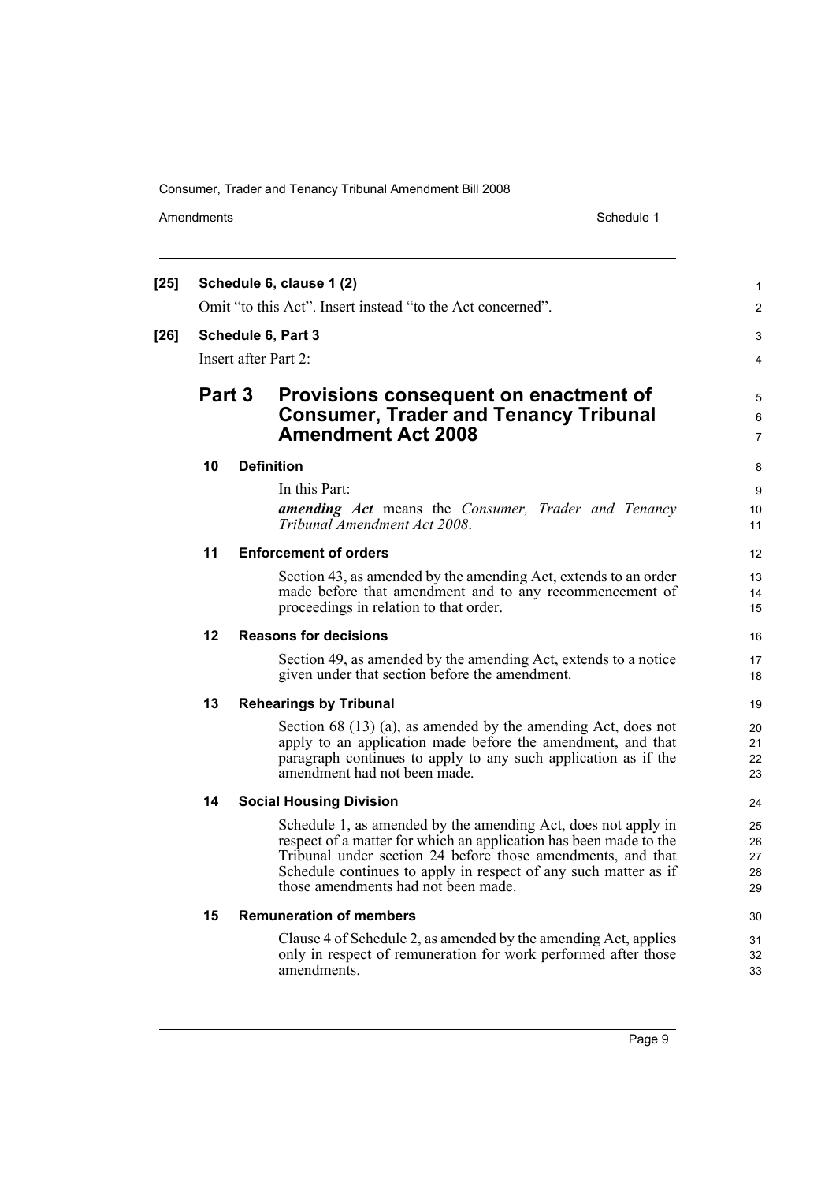**[25] Schedule 6, clause 1 (2)**

Omit "to this Act". Insert instead "to the Act concerned".

**[26] Schedule 6, Part 3**

Insert after Part 2:

## Part 3 Provisions consequent on enactment of Consumer, Trader and Tenancy Tribunal Amendment Act 2008

### 10 Definition

In this Part:

***amending Act*** means the *Consumer, Trader and Tenancy Tribunal Amendment Act 2008*.

### 11 Enforcement of orders

Section 43, as amended by the amending Act, extends to an order made before that amendment and to any recommencement of proceedings in relation to that order.

### 12 Reasons for decisions

Section 49, as amended by the amending Act, extends to a notice given under that section before the amendment.

### 13 Rehearings by Tribunal

Section 68 (13) (a), as amended by the amending Act, does not apply to an application made before the amendment, and that paragraph continues to apply to any such application as if the amendment had not been made.

### 14 Social Housing Division

Schedule 1, as amended by the amending Act, does not apply in respect of a matter for which an application has been made to the Tribunal under section 24 before those amendments, and that Schedule continues to apply in respect of any such matter as if those amendments had not been made.

### 15 Remuneration of members

Clause 4 of Schedule 2, as amended by the amending Act, applies only in respect of remuneration for work performed after those amendments.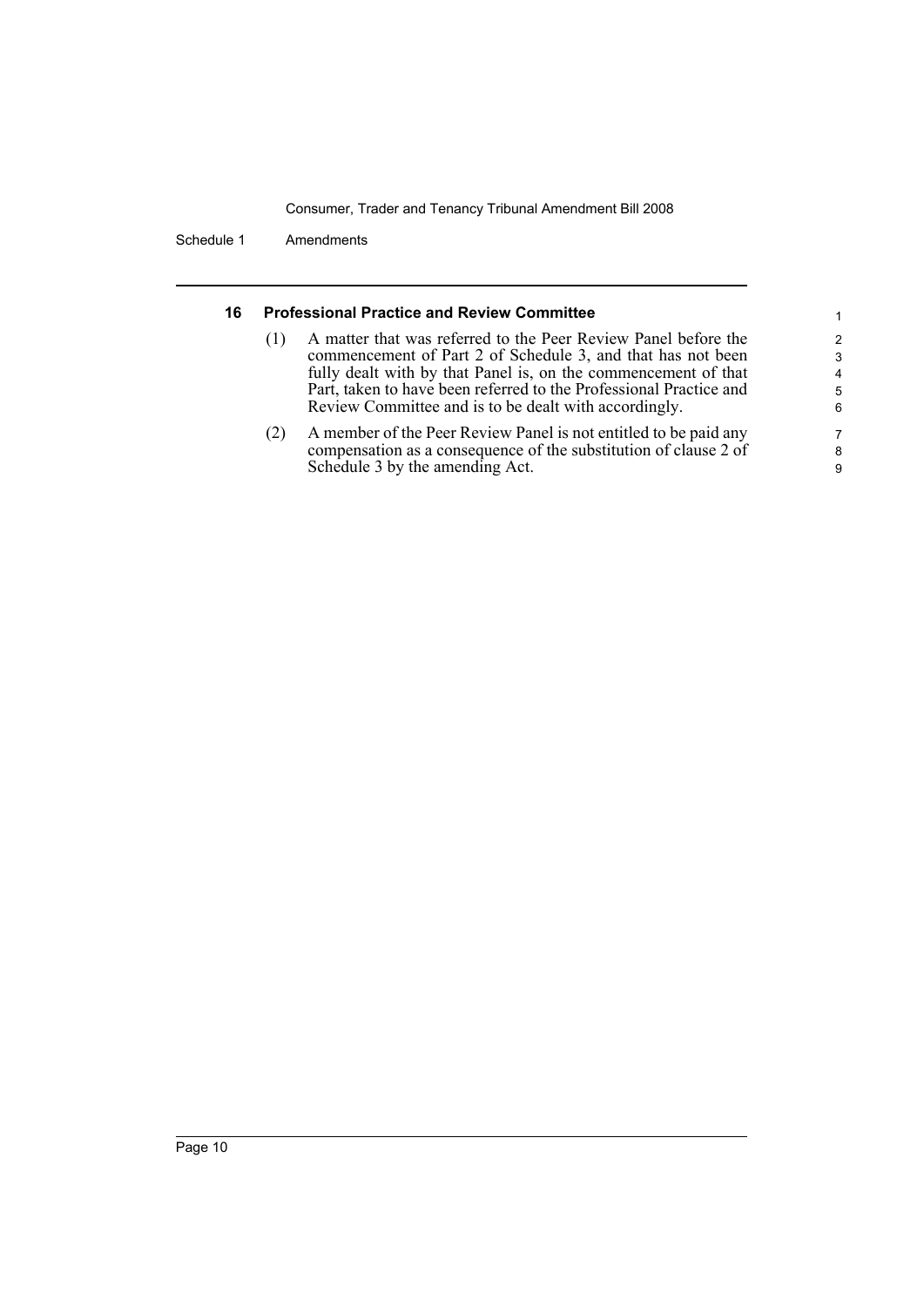### 16 Professional Practice and Review Committee

(1) A matter that was referred to the Peer Review Panel before the commencement of Part 2 of Schedule 3, and that has not been fully dealt with by that Panel is, on the commencement of that Part, taken to have been referred to the Professional Practice and Review Committee and is to be dealt with accordingly.

(2) A member of the Peer Review Panel is not entitled to be paid any compensation as a consequence of the substitution of clause 2 of Schedule 3 by the amending Act.